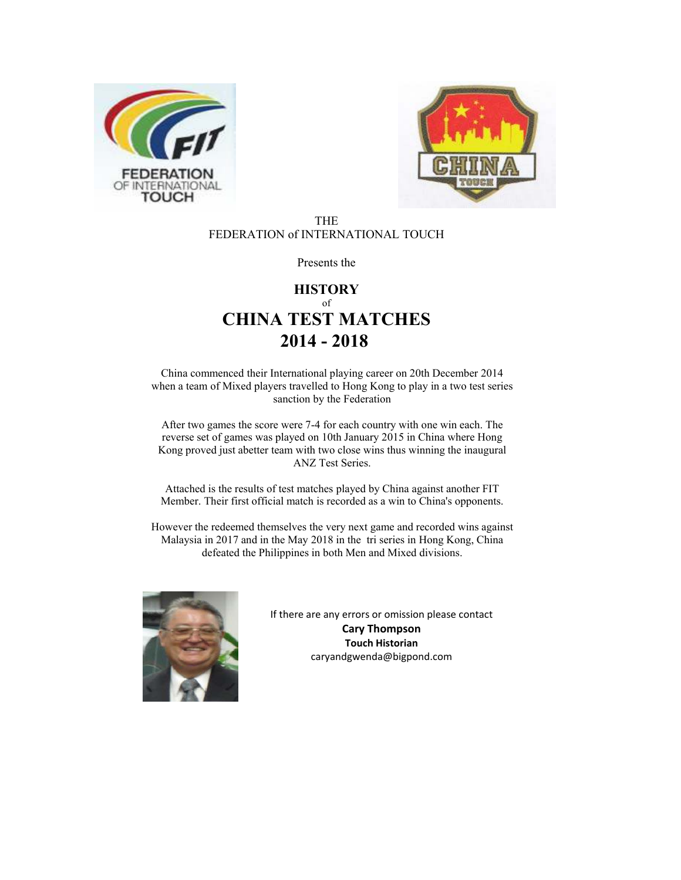THE
FEDERATION of INTERNATIONAL TOUCH

Presents the

# HISTORY
of
# CHINA TEST MATCHES 2014 - 2018

China commenced their International playing career on 20th December 2014 when a team of Mixed players travelled to Hong Kong to play in a two test series sanction by the Federation

After two games the score were 7-4 for each country with one win each. The reverse set of games was played on 10th January 2015 in China where Hong Kong proved just abetter team with two close wins thus winning the inaugural ANZ Test Series.

Attached is the results of test matches played by China against another FIT Member. Their first official match is recorded as a win to China's opponents.

However the redeemed themselves the very next game and recorded wins against Malaysia in 2017 and in the May 2018 in the tri series in Hong Kong, China defeated the Philippines in both Men and Mixed divisions.

If there are any errors or omission please contact
**Cary Thompson**
**Touch Historian**
caryandgwenda@bigpond.com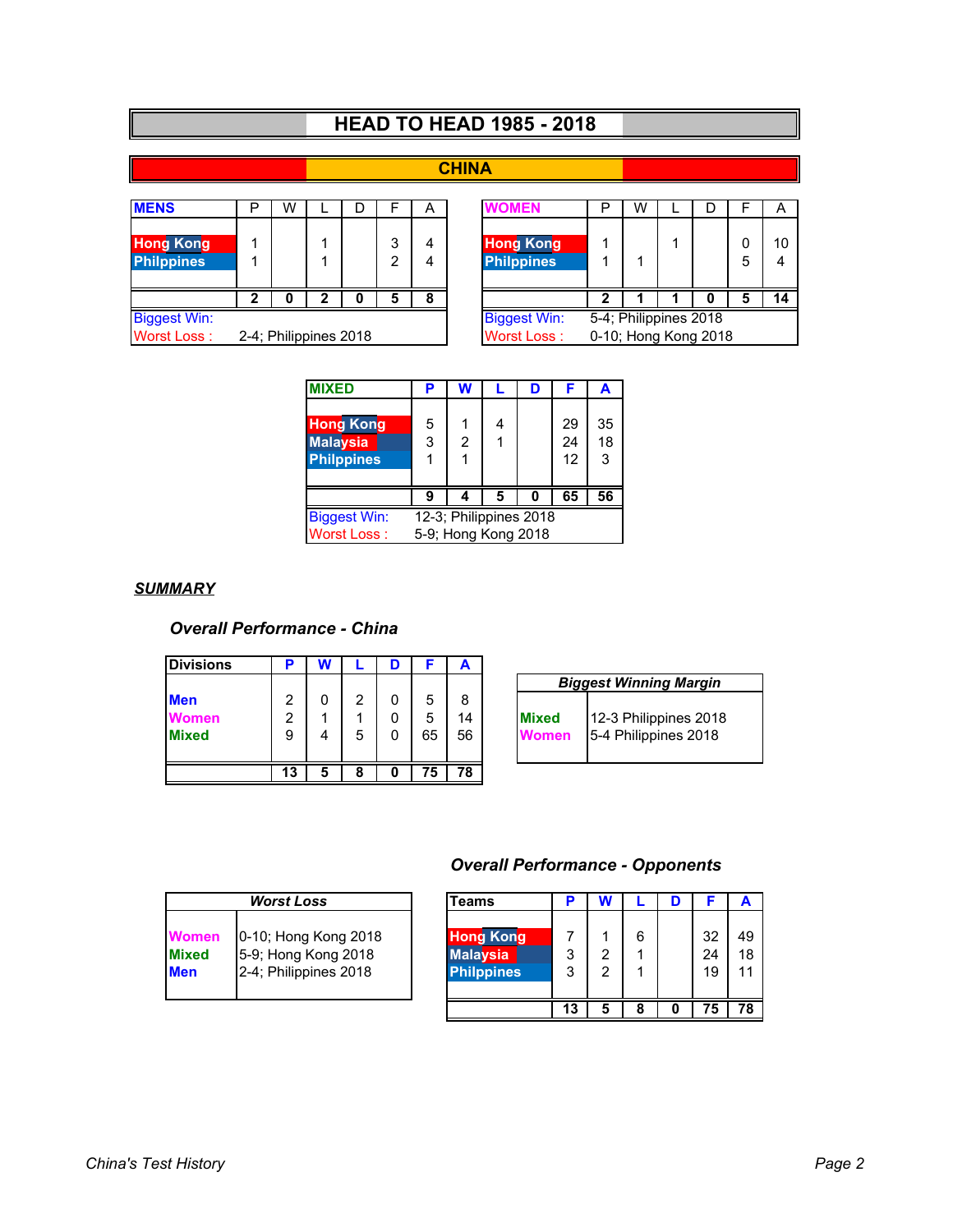# HEAD TO HEAD 1985 - 2018

## CHINA

| MENS | P | W | L | D | F | A |
|---|---|---|---|---|---|---|
| Hong Kong | 1 | | 1 | | 3 | 4 |
| Philppines | 1 | | 1 | | 2 | 4 |
| | **2** | **0** | **2** | **0** | **5** | **8** |

Biggest Win:
Worst Loss : 2-4; Philippines 2018

| WOMEN | P | W | L | D | F | A |
|---|---|---|---|---|---|---|
| Hong Kong | 1 | | 1 | | 0 | 10 |
| Philppines | 1 | 1 | | | 5 | 4 |
| | **2** | **1** | **1** | **0** | **5** | **14** |

Biggest Win: 5-4; Philippines 2018
Worst Loss : 0-10; Hong Kong 2018

| MIXED | P | W | L | D | F | A |
|---|---|---|---|---|---|---|
| Hong Kong | 5 | 1 | 4 | | 29 | 35 |
| Malaysia | 3 | 2 | 1 | | 24 | 18 |
| Philppines | 1 | 1 | | | 12 | 3 |
| | **9** | **4** | **5** | **0** | **65** | **56** |

Biggest Win: 12-3; Philippines 2018
Worst Loss : 5-9; Hong Kong 2018

### *SUMMARY*

#### *Overall Performance - China*

| Divisions | P | W | L | D | F | A |
|---|---|---|---|---|---|---|
| Men | 2 | 0 | 2 | 0 | 5 | 8 |
| Women | 2 | 1 | 1 | 0 | 5 | 14 |
| Mixed | 9 | 4 | 5 | 0 | 65 | 56 |
| | **13** | **5** | **8** | **0** | **75** | **78** |

| *Biggest Winning Margin* | |
|---|---|
| Mixed | 12-3 Philippines 2018 |
| Women | 5-4 Philippines 2018 |

#### *Overall Performance - Opponents*

| *Worst Loss* | |
|---|---|
| Women | 0-10; Hong Kong 2018 |
| Mixed | 5-9; Hong Kong 2018 |
| Men | 2-4; Philippines 2018 |

| Teams | P | W | L | D | F | A |
|---|---|---|---|---|---|---|
| Hong Kong | 7 | 1 | 6 | | 32 | 49 |
| Malaysia | 3 | 2 | 1 | | 24 | 18 |
| Philppines | 3 | 2 | 1 | | 19 | 11 |
| | **13** | **5** | **8** | **0** | **75** | **78** |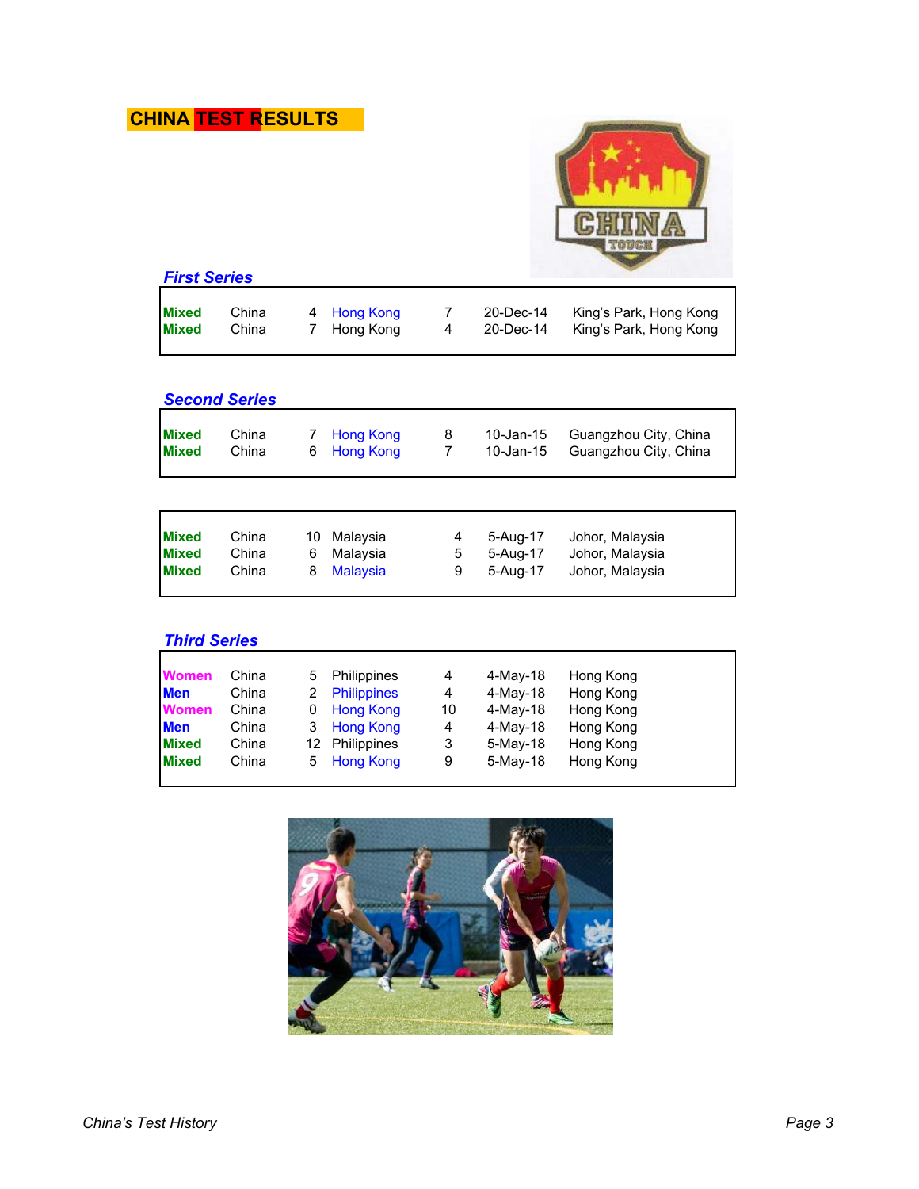# CHINA TEST RESULTS

### *First Series*

| | | | | | | |
|---|---|---|---|---|---|---|
| **Mixed** | China | 4 | Hong Kong | 7 | 20-Dec-14 | King's Park, Hong Kong |
| **Mixed** | China | 7 | Hong Kong | 4 | 20-Dec-14 | King's Park, Hong Kong |

### *Second Series*

| | | | | | | |
|---|---|---|---|---|---|---|
| **Mixed** | China | 7 | Hong Kong | 8 | 10-Jan-15 | Guangzhou City, China |
| **Mixed** | China | 6 | Hong Kong | 7 | 10-Jan-15 | Guangzhou City, China |

| | | | | | | |
|---|---|---|---|---|---|---|
| **Mixed** | China | 10 | Malaysia | 4 | 5-Aug-17 | Johor, Malaysia |
| **Mixed** | China | 6 | Malaysia | 5 | 5-Aug-17 | Johor, Malaysia |
| **Mixed** | China | 8 | Malaysia | 9 | 5-Aug-17 | Johor, Malaysia |

### *Third Series*

| | | | | | | |
|---|---|---|---|---|---|---|
| **Women** | China | 5 | Philippines | 4 | 4-May-18 | Hong Kong |
| **Men** | China | 2 | Philippines | 4 | 4-May-18 | Hong Kong |
| **Women** | China | 0 | Hong Kong | 10 | 4-May-18 | Hong Kong |
| **Men** | China | 3 | Hong Kong | 4 | 4-May-18 | Hong Kong |
| **Mixed** | China | 12 | Philippines | 3 | 5-May-18 | Hong Kong |
| **Mixed** | China | 5 | Hong Kong | 9 | 5-May-18 | Hong Kong |